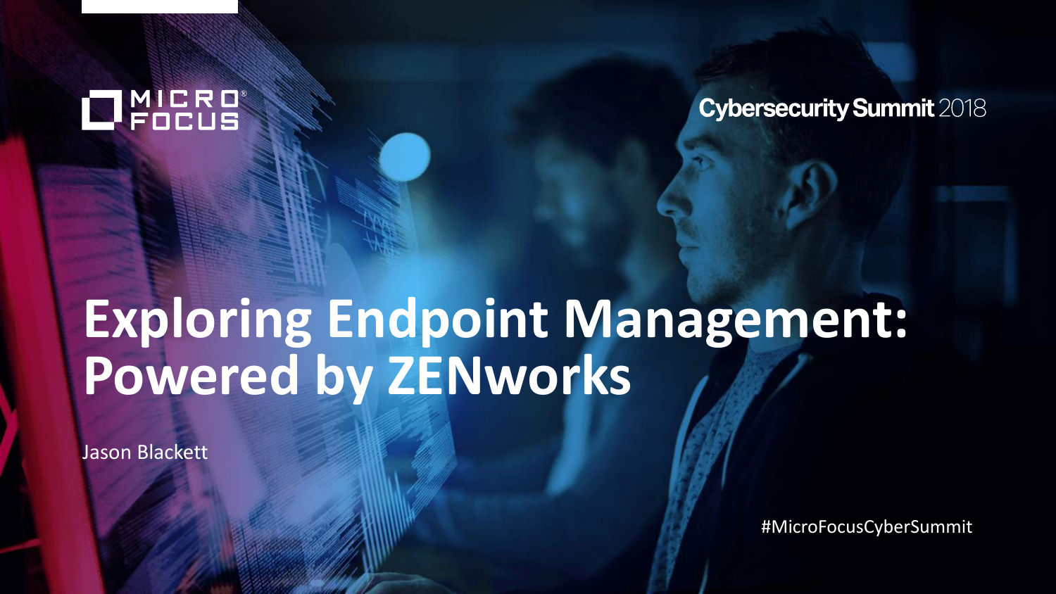MICRO FOCUS

Cybersecurity Summit 2018

# Exploring Endpoint Management: Powered by ZENworks

Jason Blackett

#MicroFocusCyberSummit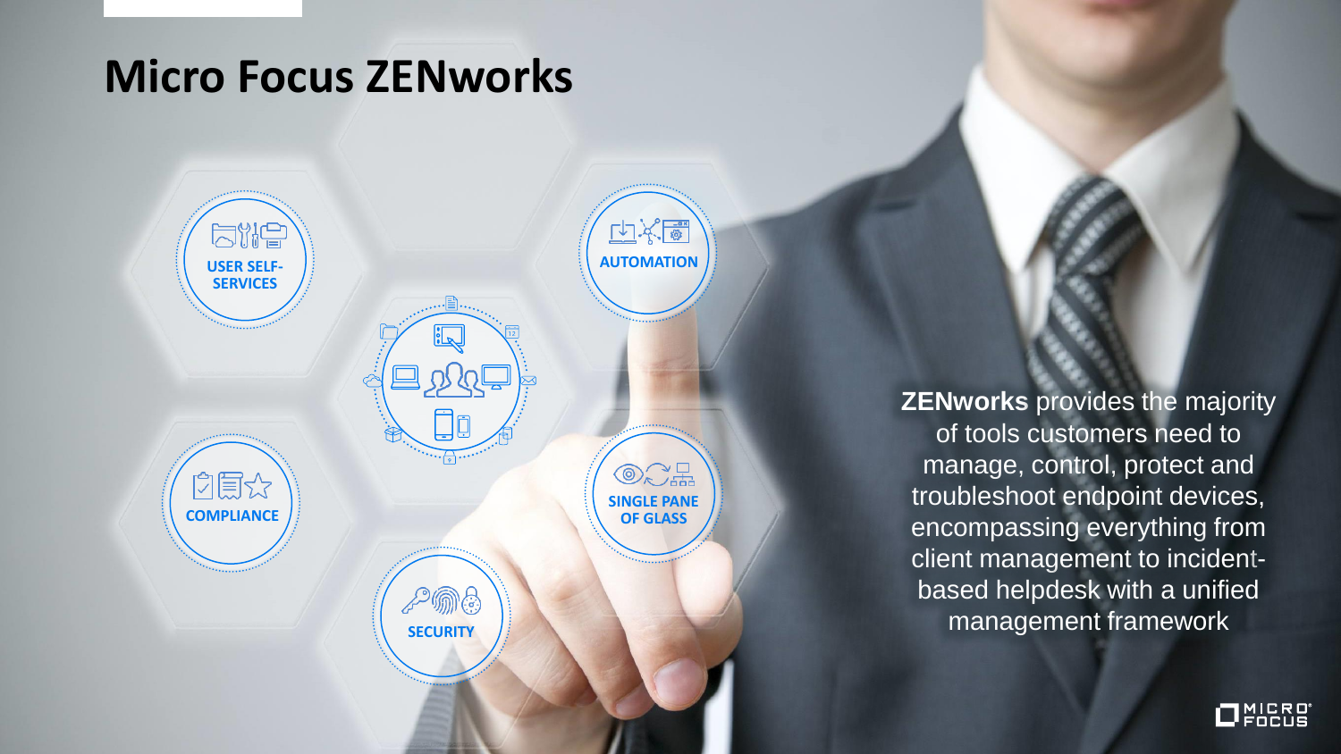# Micro Focus ZENworks

USER SELF-SERVICES

AUTOMATION

COMPLIANCE

SINGLE PANE OF GLASS

SECURITY

**ZENworks** provides the majority of tools customers need to manage, control, protect and troubleshoot endpoint devices, encompassing everything from client management to incident-based helpdesk with a unified management framework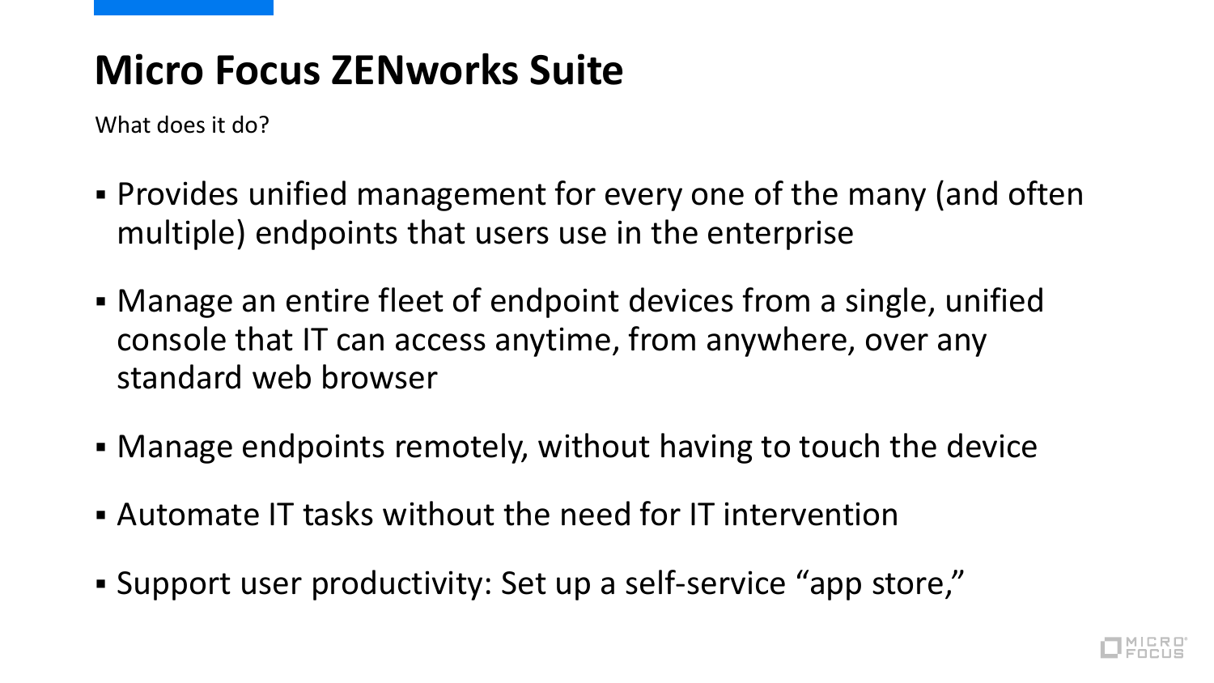# Micro Focus ZENworks Suite

What does it do?

- Provides unified management for every one of the many (and often multiple) endpoints that users use in the enterprise
- Manage an entire fleet of endpoint devices from a single, unified console that IT can access anytime, from anywhere, over any standard web browser
- Manage endpoints remotely, without having to touch the device
- Automate IT tasks without the need for IT intervention
- Support user productivity: Set up a self-service “app store,”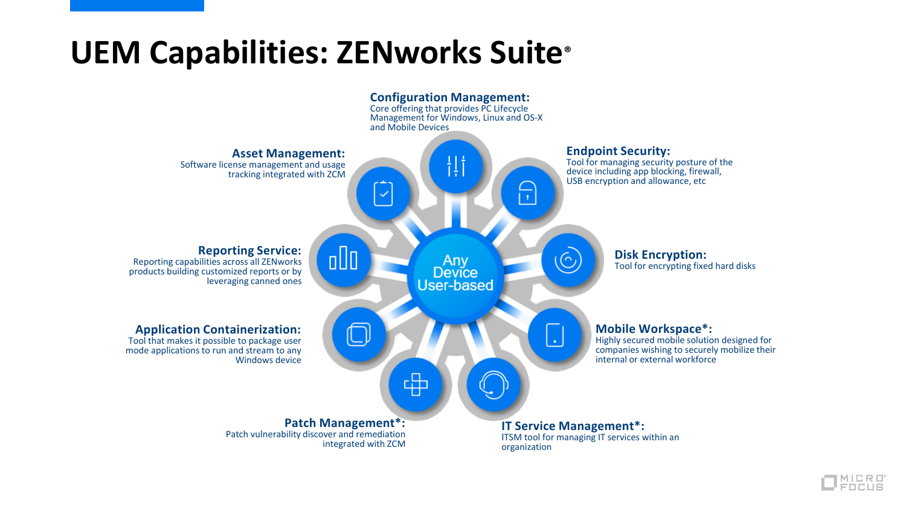# UEM Capabilities: ZENworks Suite®

**Any Device User-based**

**Configuration Management:**
Core offering that provides PC Lifecycle Management for Windows, Linux and OS-X and Mobile Devices

**Endpoint Security:**
Tool for managing security posture of the device including app blocking, firewall, USB encryption and allowance, etc

**Disk Encryption:**
Tool for encrypting fixed hard disks

**Mobile Workspace*:**
Highly secured mobile solution designed for companies wishing to securely mobilize their internal or external workforce

**IT Service Management*:**
ITSM tool for managing IT services within an organization

**Patch Management*:**
Patch vulnerability discover and remediation integrated with ZCM

**Application Containerization:**
Tool that makes it possible to package user mode applications to run and stream to any Windows device

**Reporting Service:**
Reporting capabilities across all ZENworks products building customized reports or by leveraging canned ones

**Asset Management:**
Software license management and usage tracking integrated with ZCM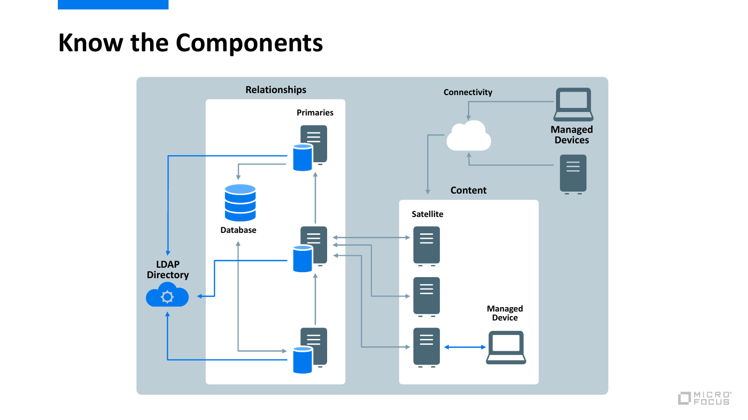# Know the Components

Relationships

Primaries

Database

LDAP Directory

Connectivity

Managed Devices

Content

Satellite

Managed Device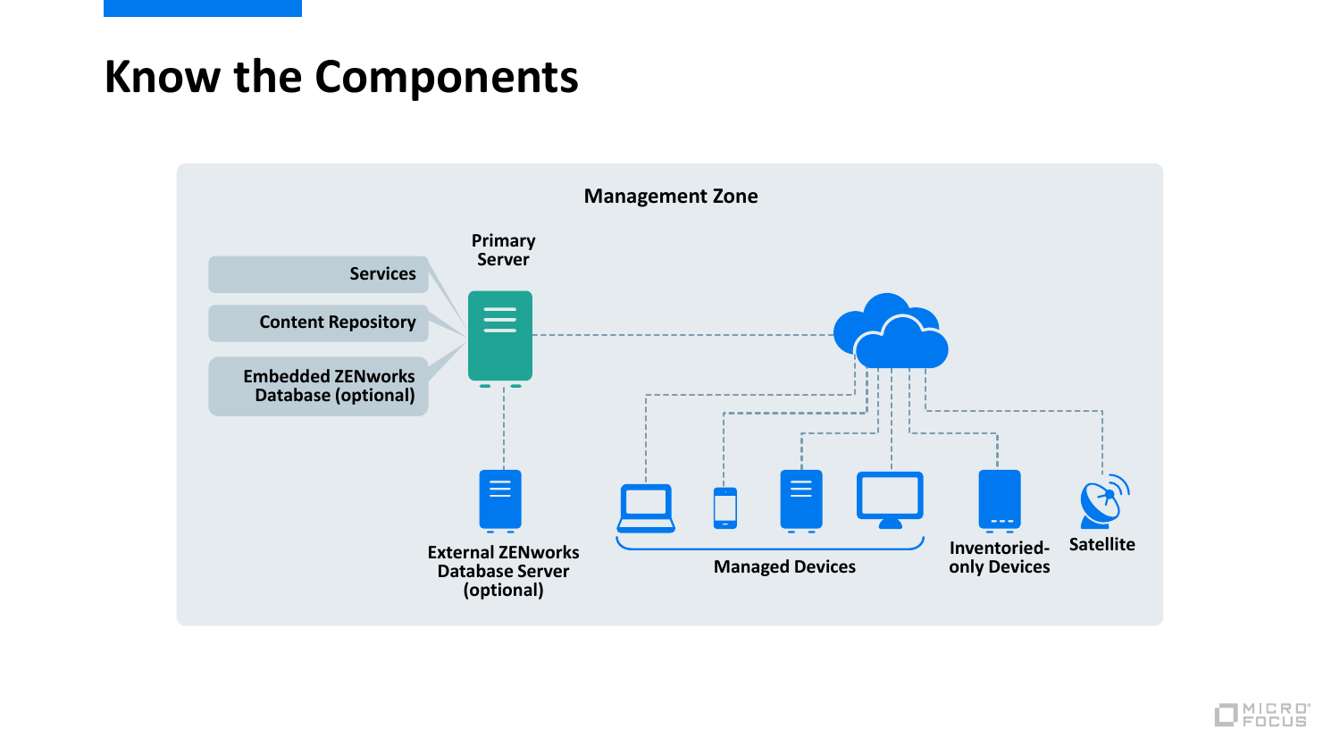# Know the Components

Management Zone

Primary Server

Services

Content Repository

Embedded ZENworks Database (optional)

External ZENworks Database Server (optional)

Managed Devices

Inventoried-only Devices

Satellite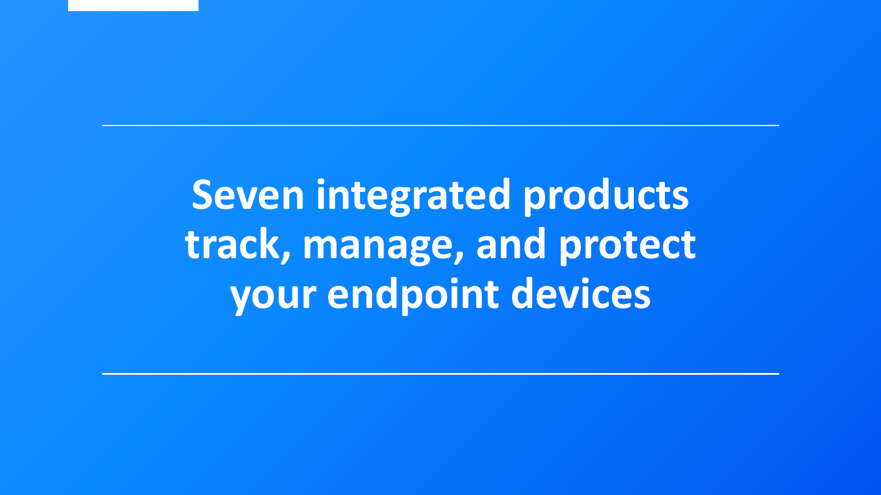**Seven integrated products track, manage, and protect your endpoint devices**